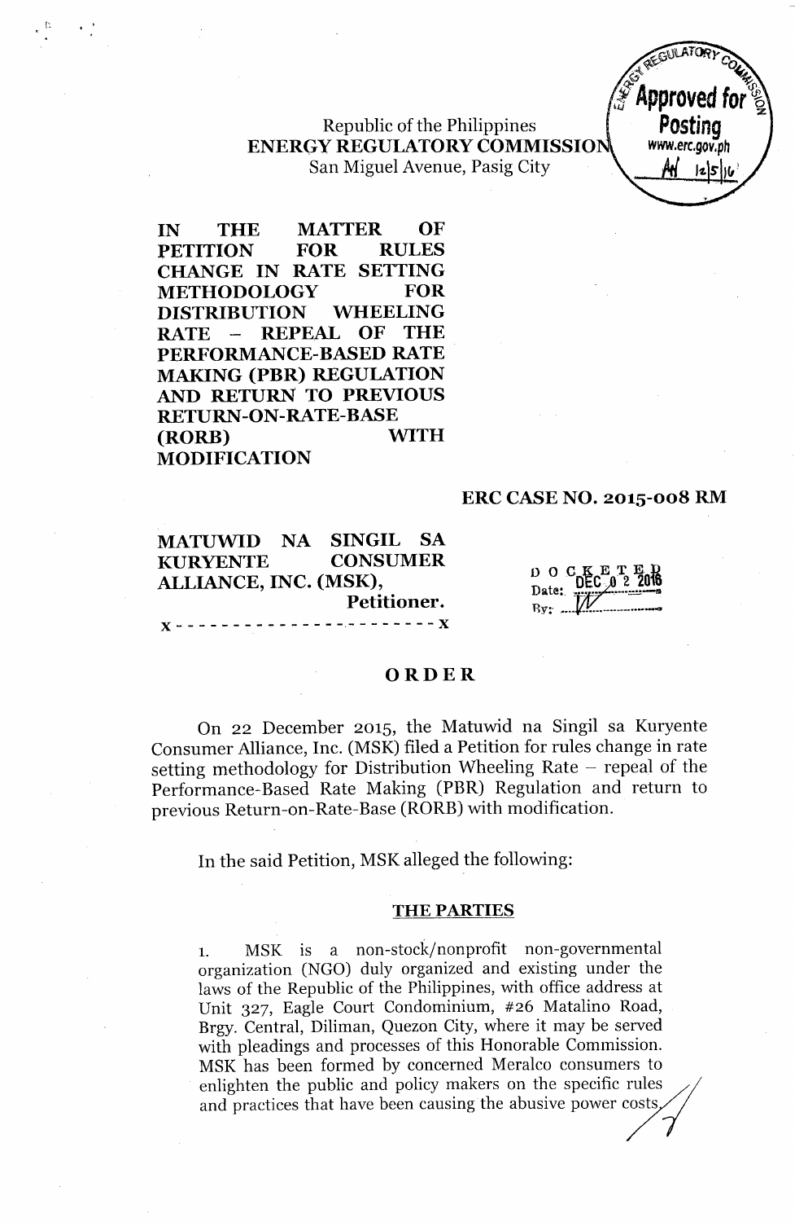Republic of the Philippines
**ENERGY REGULATORY COMMISSION**
San Miguel Avenue, Pasig City

Approved for Posting
www.erc.gov.ph

**IN THE MATTER OF PETITION FOR RULES CHANGE IN RATE SETTING METHODOLOGY FOR DISTRIBUTION WHEELING RATE – REPEAL OF THE PERFORMANCE-BASED RATE MAKING (PBR) REGULATION AND RETURN TO PREVIOUS RETURN-ON-RATE-BASE (RORB) WITH MODIFICATION**

**ERC CASE NO. 2015-008 RM**

**MATUWID NA SINGIL SA KURYENTE CONSUMER ALLIANCE, INC. (MSK),**
**Petitioner.**
x - - - - - - - - - - - - - - - - - - - - - - x

DOCKETED
Date: DEC 02 2016

## ORDER

On 22 December 2015, the Matuwid na Singil sa Kuryente Consumer Alliance, Inc. (MSK) filed a Petition for rules change in rate setting methodology for Distribution Wheeling Rate – repeal of the Performance-Based Rate Making (PBR) Regulation and return to previous Return-on-Rate-Base (RORB) with modification.

In the said Petition, MSK alleged the following:

### THE PARTIES

1. MSK is a non-stock/nonprofit non-governmental organization (NGO) duly organized and existing under the laws of the Republic of the Philippines, with office address at Unit 327, Eagle Court Condominium, #26 Matalino Road, Brgy. Central, Diliman, Quezon City, where it may be served with pleadings and processes of this Honorable Commission. MSK has been formed by concerned Meralco consumers to enlighten the public and policy makers on the specific rules and practices that have been causing the abusive power costs.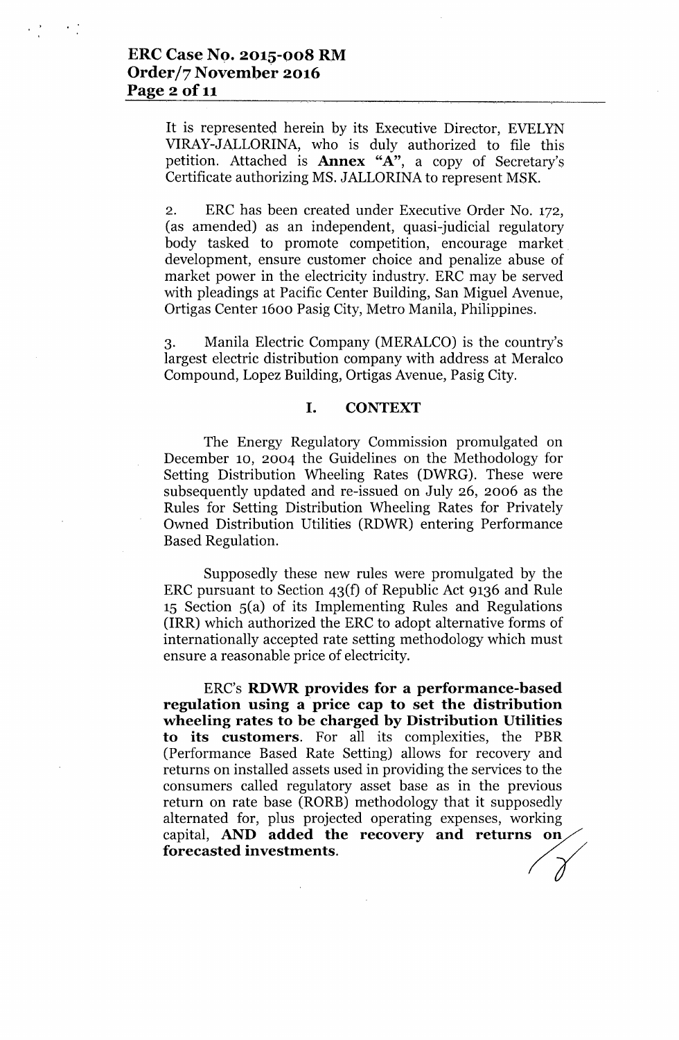It is represented herein by its Executive Director, EVELYN VIRAY-JALLORINA, who is duly authorized to file this petition. Attached is **Annex "A"**, a copy of Secretary's Certificate authorizing MS. JALLORINA to represent MSK.

2. ERC has been created under Executive Order No. 172, (as amended) as an independent, quasi-judicial regulatory body tasked to promote competition, encourage market development, ensure customer choice and penalize abuse of market power in the electricity industry. ERC may be served with pleadings at Pacific Center Building, San Miguel Avenue, Ortigas Center 1600 Pasig City, Metro Manila, Philippines.

3. Manila Electric Company (MERALCO) is the country's largest electric distribution company with address at Meralco Compound, Lopez Building, Ortigas Avenue, Pasig City.

## I. CONTEXT

The Energy Regulatory Commission promulgated on December 10, 2004 the Guidelines on the Methodology for Setting Distribution Wheeling Rates (DWRG). These were subsequently updated and re-issued on July 26, 2006 as the Rules for Setting Distribution Wheeling Rates for Privately Owned Distribution Utilities (RDWR) entering Performance Based Regulation.

Supposedly these new rules were promulgated by the ERC pursuant to Section 43(f) of Republic Act 9136 and Rule 15 Section 5(a) of its Implementing Rules and Regulations (IRR) which authorized the ERC to adopt alternative forms of internationally accepted rate setting methodology which must ensure a reasonable price of electricity.

ERC's **RDWR provides for a performance-based regulation using a price cap to set the distribution wheeling rates to be charged by Distribution Utilities to its customers**. For all its complexities, the PBR (Performance Based Rate Setting) allows for recovery and returns on installed assets used in providing the services to the consumers called regulatory asset base as in the previous return on rate base (RORB) methodology that it supposedly alternated for, plus projected operating expenses, working capital, **AND added the recovery and returns on forecasted investments.**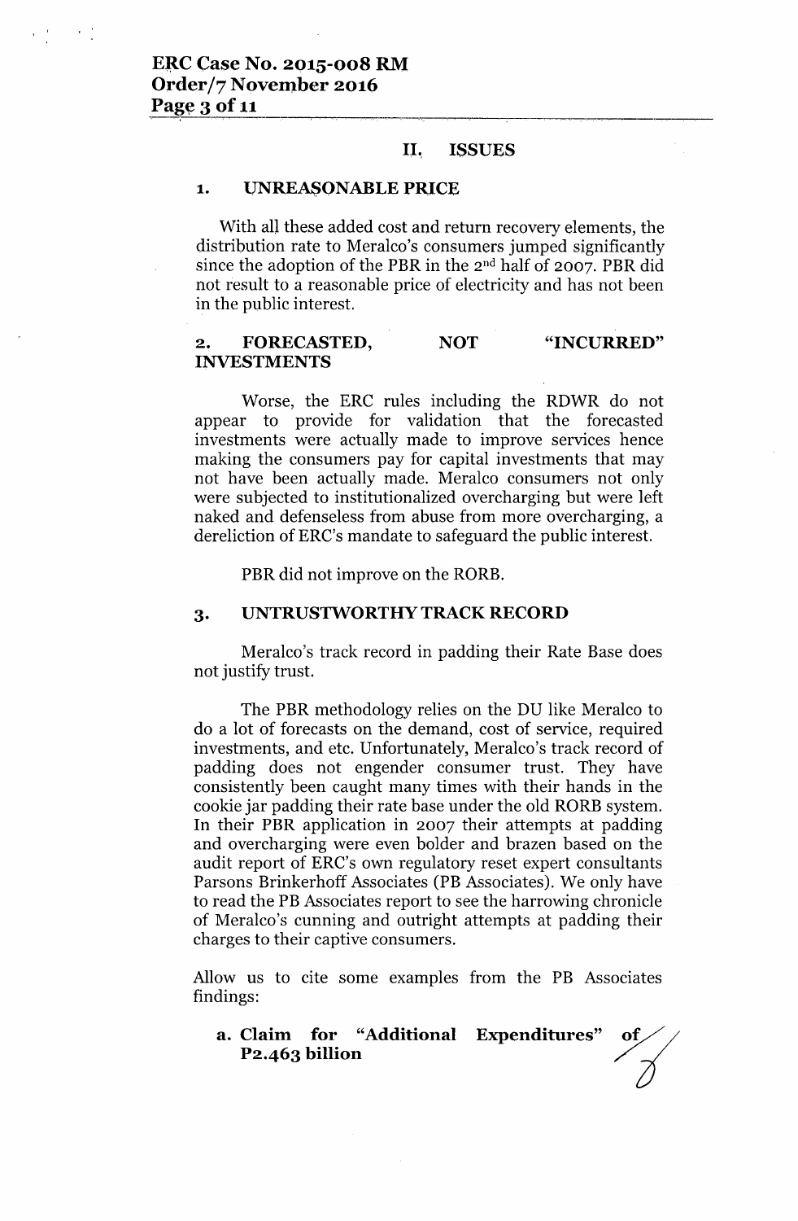## II. ISSUES

### 1. UNREASONABLE PRICE

With all these added cost and return recovery elements, the distribution rate to Meralco's consumers jumped significantly since the adoption of the PBR in the 2[nd] half of 2007. PBR did not result to a reasonable price of electricity and has not been in the public interest.

### 2. FORECASTED, NOT "INCURRED" INVESTMENTS

Worse, the ERC rules including the RDWR do not appear to provide for validation that the forecasted investments were actually made to improve services hence making the consumers pay for capital investments that may not have been actually made. Meralco consumers not only were subjected to institutionalized overcharging but were left naked and defenseless from abuse from more overcharging, a dereliction of ERC's mandate to safeguard the public interest.

PBR did not improve on the RORB.

### 3. UNTRUSTWORTHY TRACK RECORD

Meralco's track record in padding their Rate Base does not justify trust.

The PBR methodology relies on the DU like Meralco to do a lot of forecasts on the demand, cost of service, required investments, and etc. Unfortunately, Meralco's track record of padding does not engender consumer trust. They have consistently been caught many times with their hands in the cookie jar padding their rate base under the old RORB system. In their PBR application in 2007 their attempts at padding and overcharging were even bolder and brazen based on the audit report of ERC's own regulatory reset expert consultants Parsons Brinkerhoff Associates (PB Associates). We only have to read the PB Associates report to see the harrowing chronicle of Meralco's cunning and outright attempts at padding their charges to their captive consumers.

Allow us to cite some examples from the PB Associates findings:

**a. Claim for "Additional Expenditures" of P2.463 billion**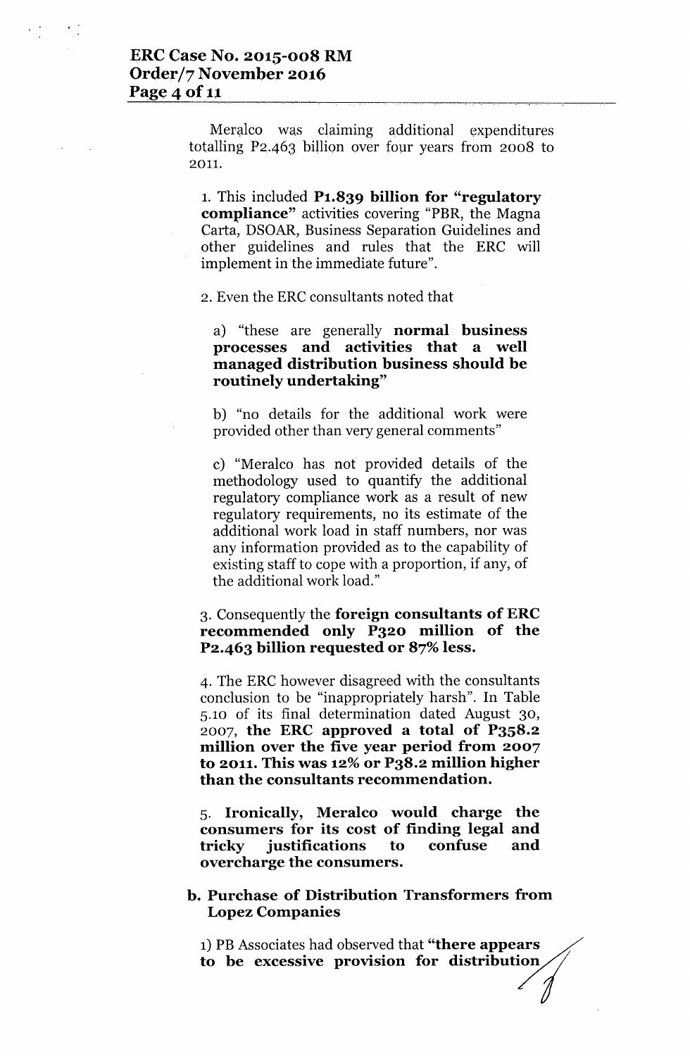Meralco was claiming additional expenditures totalling P2.463 billion over four years from 2008 to 2011.

1. This included **P1.839 billion for "regulatory compliance"** activities covering "PBR, the Magna Carta, DSOAR, Business Separation Guidelines and other guidelines and rules that the ERC will implement in the immediate future".

2. Even the ERC consultants noted that

   a) "these are generally **normal business processes and activities that a well managed distribution business should be routinely undertaking"**

   b) "no details for the additional work were provided other than very general comments"

   c) "Meralco has not provided details of the methodology used to quantify the additional regulatory compliance work as a result of new regulatory requirements, no its estimate of the additional work load in staff numbers, nor was any information provided as to the capability of existing staff to cope with a proportion, if any, of the additional work load."

3. Consequently the **foreign consultants of ERC recommended only P320 million of the P2.463 billion requested or 87% less.**

4. The ERC however disagreed with the consultants conclusion to be "inappropriately harsh". In Table 5.10 of its final determination dated August 30, 2007, **the ERC approved a total of P358.2 million over the five year period from 2007 to 2011. This was 12% or P38.2 million higher than the consultants recommendation.**

5. **Ironically, Meralco would charge the consumers for its cost of finding legal and tricky justifications to confuse and overcharge the consumers.**

**b. Purchase of Distribution Transformers from Lopez Companies**

1) PB Associates had observed that **"there appears to be excessive provision for distribution**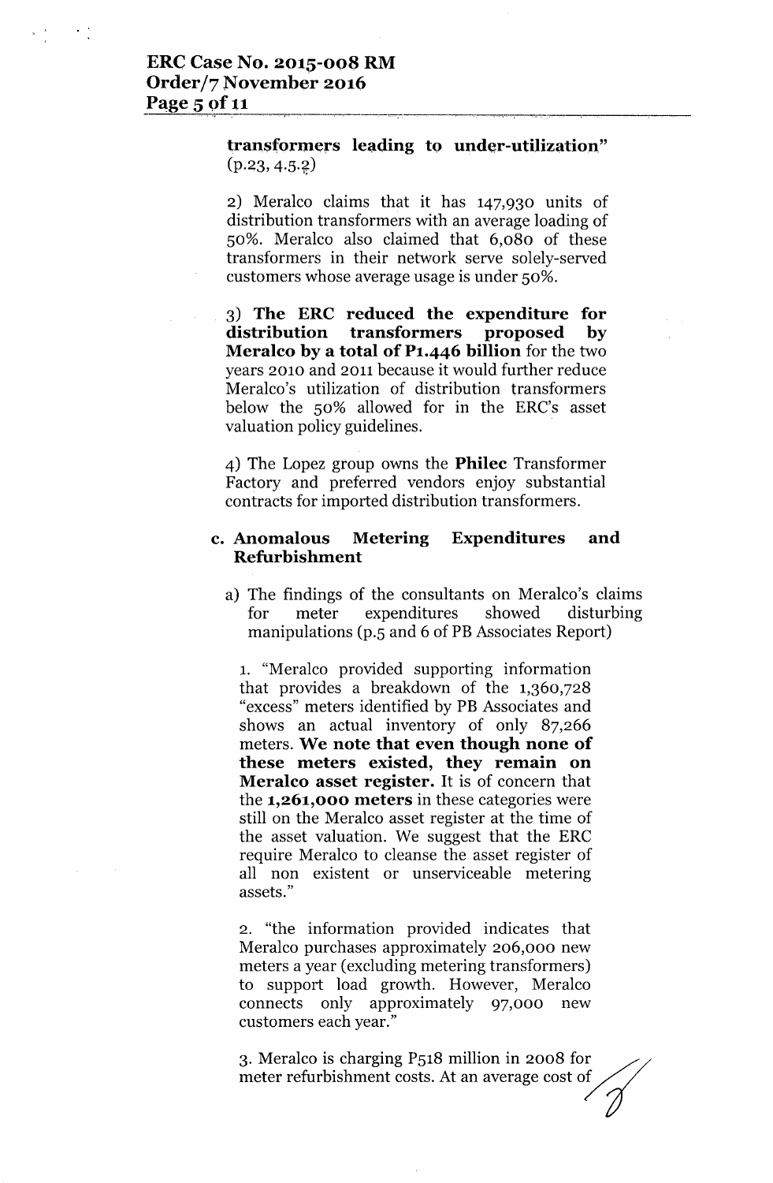**transformers leading to under-utilization"** (p.23, 4.5.2)

2) Meralco claims that it has 147,930 units of distribution transformers with an average loading of 50%. Meralco also claimed that 6,080 of these transformers in their network serve solely-served customers whose average usage is under 50%.

3) **The ERC reduced the expenditure for distribution transformers proposed by Meralco by a total of P1.446 billion** for the two years 2010 and 2011 because it would further reduce Meralco's utilization of distribution transformers below the 50% allowed for in the ERC's asset valuation policy guidelines.

4) The Lopez group owns the **Philec** Transformer Factory and preferred vendors enjoy substantial contracts for imported distribution transformers.

**c. Anomalous Metering Expenditures and Refurbishment**

a) The findings of the consultants on Meralco's claims for meter expenditures showed disturbing manipulations (p.5 and 6 of PB Associates Report)

1. "Meralco provided supporting information that provides a breakdown of the 1,360,728 "excess" meters identified by PB Associates and shows an actual inventory of only 87,266 meters. **We note that even though none of these meters existed, they remain on Meralco asset register.** It is of concern that the **1,261,000 meters** in these categories were still on the Meralco asset register at the time of the asset valuation. We suggest that the ERC require Meralco to cleanse the asset register of all non existent or unserviceable metering assets."

2. "the information provided indicates that Meralco purchases approximately 206,000 new meters a year (excluding metering transformers) to support load growth. However, Meralco connects only approximately 97,000 new customers each year."

3. Meralco is charging P518 million in 2008 for meter refurbishment costs. At an average cost of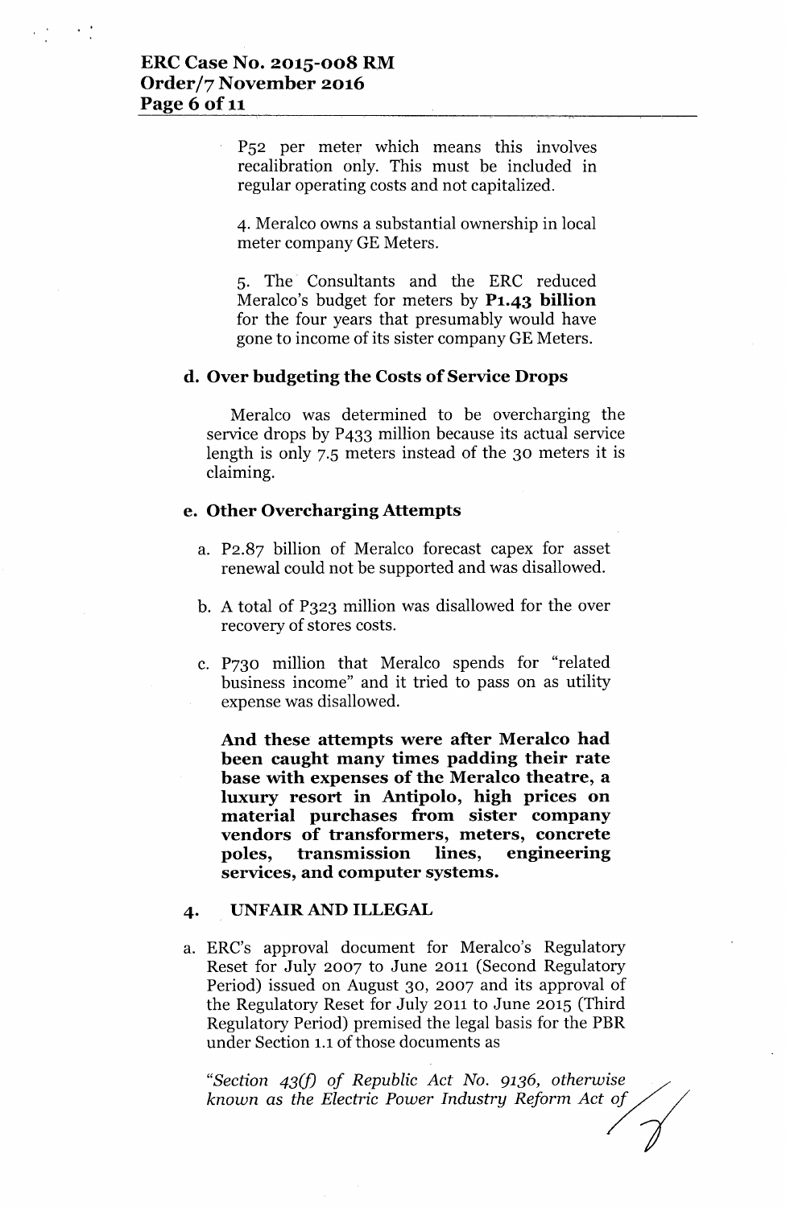P52 per meter which means this involves recalibration only. This must be included in regular operating costs and not capitalized.

4. Meralco owns a substantial ownership in local meter company GE Meters.

5. The Consultants and the ERC reduced Meralco's budget for meters by **P1.43 billion** for the four years that presumably would have gone to income of its sister company GE Meters.

### d. Over budgeting the Costs of Service Drops

Meralco was determined to be overcharging the service drops by P433 million because its actual service length is only 7.5 meters instead of the 30 meters it is claiming.

### e. Other Overcharging Attempts

a. P2.87 billion of Meralco forecast capex for asset renewal could not be supported and was disallowed.

b. A total of P323 million was disallowed for the over recovery of stores costs.

c. P730 million that Meralco spends for "related business income" and it tried to pass on as utility expense was disallowed.

**And these attempts were after Meralco had been caught many times padding their rate base with expenses of the Meralco theatre, a luxury resort in Antipolo, high prices on material purchases from sister company vendors of transformers, meters, concrete poles, transmission lines, engineering services, and computer systems.**

## 4. UNFAIR AND ILLEGAL

a. ERC's approval document for Meralco's Regulatory Reset for July 2007 to June 2011 (Second Regulatory Period) issued on August 30, 2007 and its approval of the Regulatory Reset for July 2011 to June 2015 (Third Regulatory Period) premised the legal basis for the PBR under Section 1.1 of those documents as

*"Section 43(f) of Republic Act No. 9136, otherwise known as the Electric Power Industry Reform Act of*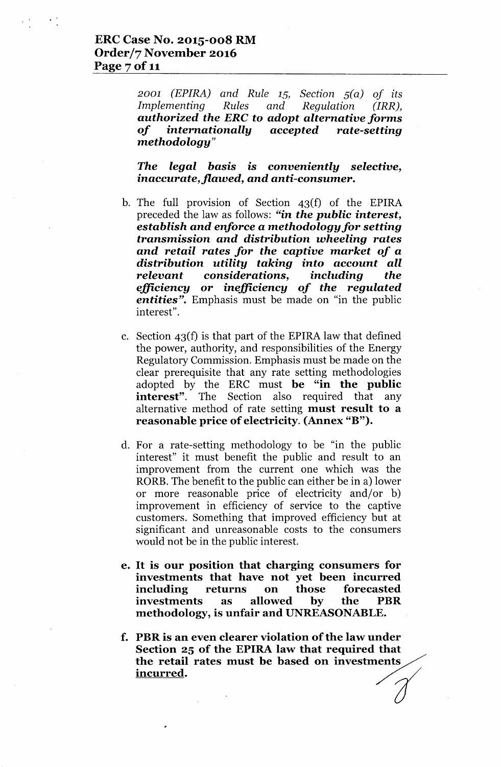*2001 (EPIRA) and Rule 15, Section 5(a) of its Implementing Rules and Regulation (IRR),* ***authorized the ERC to adopt alternative forms of internationally accepted rate-setting methodology"***

***The legal basis is conveniently selective, inaccurate, flawed, and anti-consumer.***

b. The full provision of Section 43(f) of the EPIRA preceded the law as follows: ***"in the public interest, establish and enforce a methodology for setting transmission and distribution wheeling rates and retail rates for the captive market of a distribution utility taking into account all relevant considerations, including the efficiency or inefficiency of the regulated entities".*** Emphasis must be made on "in the public interest".

c. Section 43(f) is that part of the EPIRA law that defined the power, authority, and responsibilities of the Energy Regulatory Commission. Emphasis must be made on the clear prerequisite that any rate setting methodologies adopted by the ERC must **be "in the public interest"**. The Section also required that any alternative method of rate setting **must result to a reasonable price of electricity. (Annex "B").**

d. For a rate-setting methodology to be "in the public interest" it must benefit the public and result to an improvement from the current one which was the RORB. The benefit to the public can either be in a) lower or more reasonable price of electricity and/or b) improvement in efficiency of service to the captive customers. Something that improved efficiency but at significant and unreasonable costs to the consumers would not be in the public interest.

**e. It is our position that charging consumers for investments that have not yet been incurred including returns on those forecasted investments as allowed by the PBR methodology, is unfair and UNREASONABLE.**

**f. PBR is an even clearer violation of the law under Section 25 of the EPIRA law that required that the retail rates must be based on investments <u>incurred</u>.**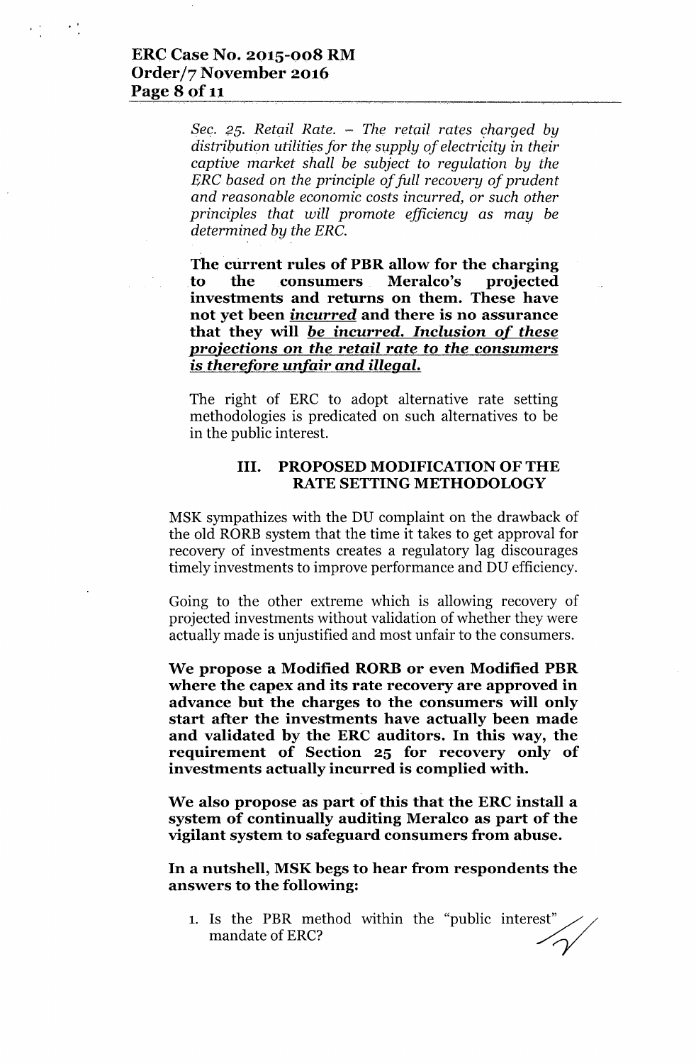*Sec. 25. Retail Rate. – The retail rates charged by distribution utilities for the supply of electricity in their captive market shall be subject to regulation by the ERC based on the principle of full recovery of prudent and reasonable economic costs incurred, or such other principles that will promote efficiency as may be determined by the ERC.*

**The current rules of PBR allow for the charging to the consumers Meralco's projected investments and returns on them. These have not yet been *incurred* and there is no assurance that they will *be incurred. Inclusion of these projections on the retail rate to the consumers is therefore unfair and illegal.***

The right of ERC to adopt alternative rate setting methodologies is predicated on such alternatives to be in the public interest.

## III. PROPOSED MODIFICATION OF THE RATE SETTING METHODOLOGY

MSK sympathizes with the DU complaint on the drawback of the old RORB system that the time it takes to get approval for recovery of investments creates a regulatory lag discourages timely investments to improve performance and DU efficiency.

Going to the other extreme which is allowing recovery of projected investments without validation of whether they were actually made is unjustified and most unfair to the consumers.

**We propose a Modified RORB or even Modified PBR where the capex and its rate recovery are approved in advance but the charges to the consumers will only start after the investments have actually been made and validated by the ERC auditors. In this way, the requirement of Section 25 for recovery only of investments actually incurred is complied with.**

**We also propose as part of this that the ERC install a system of continually auditing Meralco as part of the vigilant system to safeguard consumers from abuse.**

**In a nutshell, MSK begs to hear from respondents the answers to the following:**

1. Is the PBR method within the "public interest" mandate of ERC?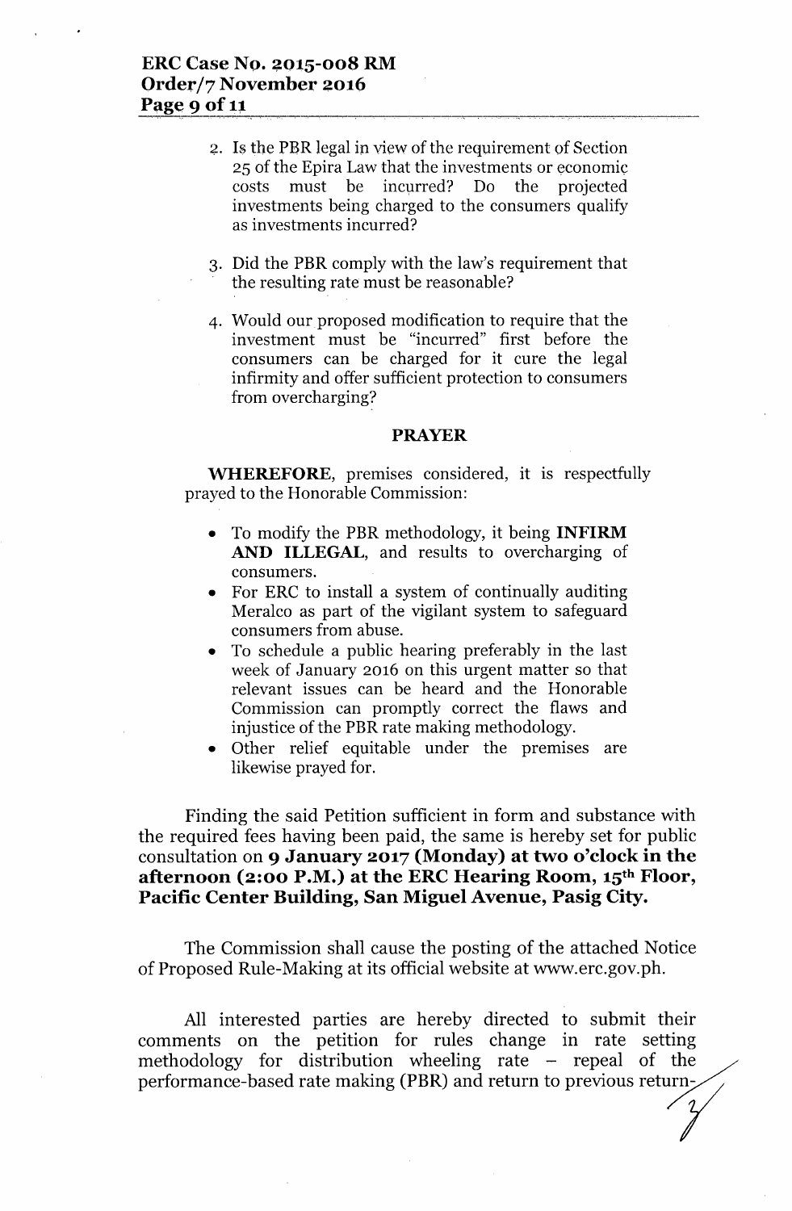2. Is the PBR legal in view of the requirement of Section 25 of the Epira Law that the investments or economic costs must be incurred? Do the projected investments being charged to the consumers qualify as investments incurred?

3. Did the PBR comply with the law's requirement that the resulting rate must be reasonable?

4. Would our proposed modification to require that the investment must be "incurred" first before the consumers can be charged for it cure the legal infirmity and offer sufficient protection to consumers from overcharging?

**PRAYER**

**WHEREFORE**, premises considered, it is respectfully prayed to the Honorable Commission:

- To modify the PBR methodology, it being **INFIRM AND ILLEGAL**, and results to overcharging of consumers.
- For ERC to install a system of continually auditing Meralco as part of the vigilant system to safeguard consumers from abuse.
- To schedule a public hearing preferably in the last week of January 2016 on this urgent matter so that relevant issues can be heard and the Honorable Commission can promptly correct the flaws and injustice of the PBR rate making methodology.
- Other relief equitable under the premises are likewise prayed for.

Finding the said Petition sufficient in form and substance with the required fees having been paid, the same is hereby set for public consultation on **9 January 2017 (Monday) at two o'clock in the afternoon (2:00 P.M.) at the ERC Hearing Room, 15th Floor, Pacific Center Building, San Miguel Avenue, Pasig City.**

The Commission shall cause the posting of the attached Notice of Proposed Rule-Making at its official website at www.erc.gov.ph.

All interested parties are hereby directed to submit their comments on the petition for rules change in rate setting methodology for distribution wheeling rate – repeal of the performance-based rate making (PBR) and return to previous return-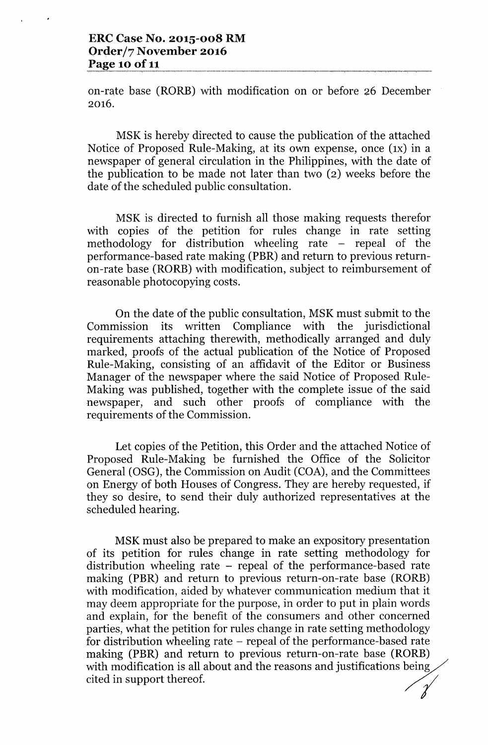on-rate base (RORB) with modification on or before 26 December 2016.

MSK is hereby directed to cause the publication of the attached Notice of Proposed Rule-Making, at its own expense, once (1x) in a newspaper of general circulation in the Philippines, with the date of the publication to be made not later than two (2) weeks before the date of the scheduled public consultation.

MSK is directed to furnish all those making requests therefor with copies of the petition for rules change in rate setting methodology for distribution wheeling rate – repeal of the performance-based rate making (PBR) and return to previous return-on-rate base (RORB) with modification, subject to reimbursement of reasonable photocopying costs.

On the date of the public consultation, MSK must submit to the Commission its written Compliance with the jurisdictional requirements attaching therewith, methodically arranged and duly marked, proofs of the actual publication of the Notice of Proposed Rule-Making, consisting of an affidavit of the Editor or Business Manager of the newspaper where the said Notice of Proposed Rule-Making was published, together with the complete issue of the said newspaper, and such other proofs of compliance with the requirements of the Commission.

Let copies of the Petition, this Order and the attached Notice of Proposed Rule-Making be furnished the Office of the Solicitor General (OSG), the Commission on Audit (COA), and the Committees on Energy of both Houses of Congress. They are hereby requested, if they so desire, to send their duly authorized representatives at the scheduled hearing.

MSK must also be prepared to make an expository presentation of its petition for rules change in rate setting methodology for distribution wheeling rate – repeal of the performance-based rate making (PBR) and return to previous return-on-rate base (RORB) with modification, aided by whatever communication medium that it may deem appropriate for the purpose, in order to put in plain words and explain, for the benefit of the consumers and other concerned parties, what the petition for rules change in rate setting methodology for distribution wheeling rate – repeal of the performance-based rate making (PBR) and return to previous return-on-rate base (RORB) with modification is all about and the reasons and justifications being cited in support thereof.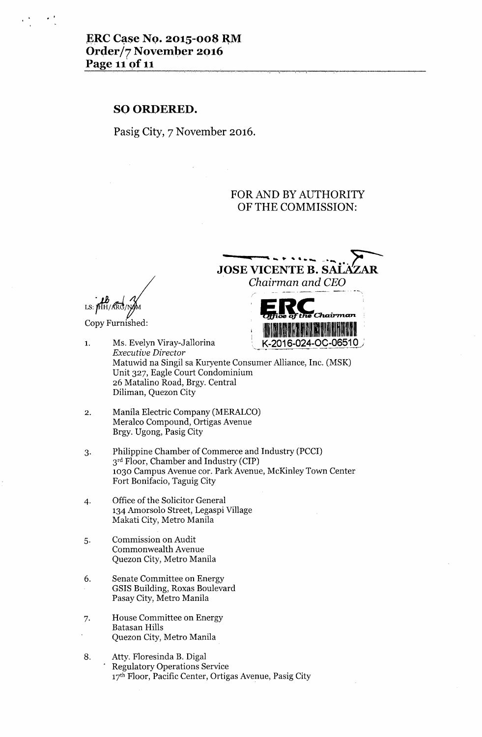**SO ORDERED.**

Pasig City, 7 November 2016.

FOR AND BY AUTHORITY
OF THE COMMISSION:

**JOSE VICENTE B. SALAZAR**
*Chairman and CEO*

ERC
Office of the Chairman
K-2016-024-OC-06510

LS: HH/ARG/NJM

Copy Furnished:

1. Ms. Evelyn Viray-Jallorina
   *Executive Director*
   Matuwid na Singil sa Kuryente Consumer Alliance, Inc. (MSK)
   Unit 327, Eagle Court Condominium
   26 Matalino Road, Brgy. Central
   Diliman, Quezon City

2. Manila Electric Company (MERALCO)
   Meralco Compound, Ortigas Avenue
   Brgy. Ugong, Pasig City

3. Philippine Chamber of Commerce and Industry (PCCI)
   3rd Floor, Chamber and Industry (CIP)
   1030 Campus Avenue cor. Park Avenue, McKinley Town Center
   Fort Bonifacio, Taguig City

4. Office of the Solicitor General
   134 Amorsolo Street, Legaspi Village
   Makati City, Metro Manila

5. Commission on Audit
   Commonwealth Avenue
   Quezon City, Metro Manila

6. Senate Committee on Energy
   GSIS Building, Roxas Boulevard
   Pasay City, Metro Manila

7. House Committee on Energy
   Batasan Hills
   Quezon City, Metro Manila

8. Atty. Floresinda B. Digal
   Regulatory Operations Service
   17th Floor, Pacific Center, Ortigas Avenue, Pasig City